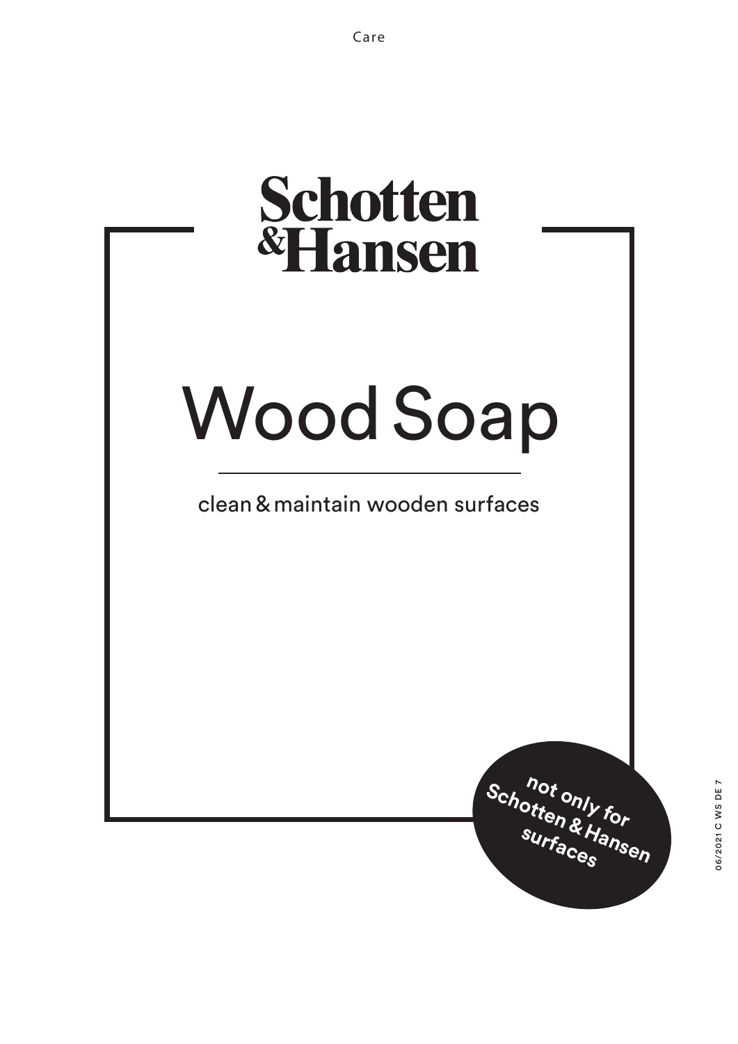Care

# Schotten & Hansen

# Wood Soap

clean & maintain wooden surfaces

**not only for Schotten & Hansen surfaces**

06/2021 C WS DE 7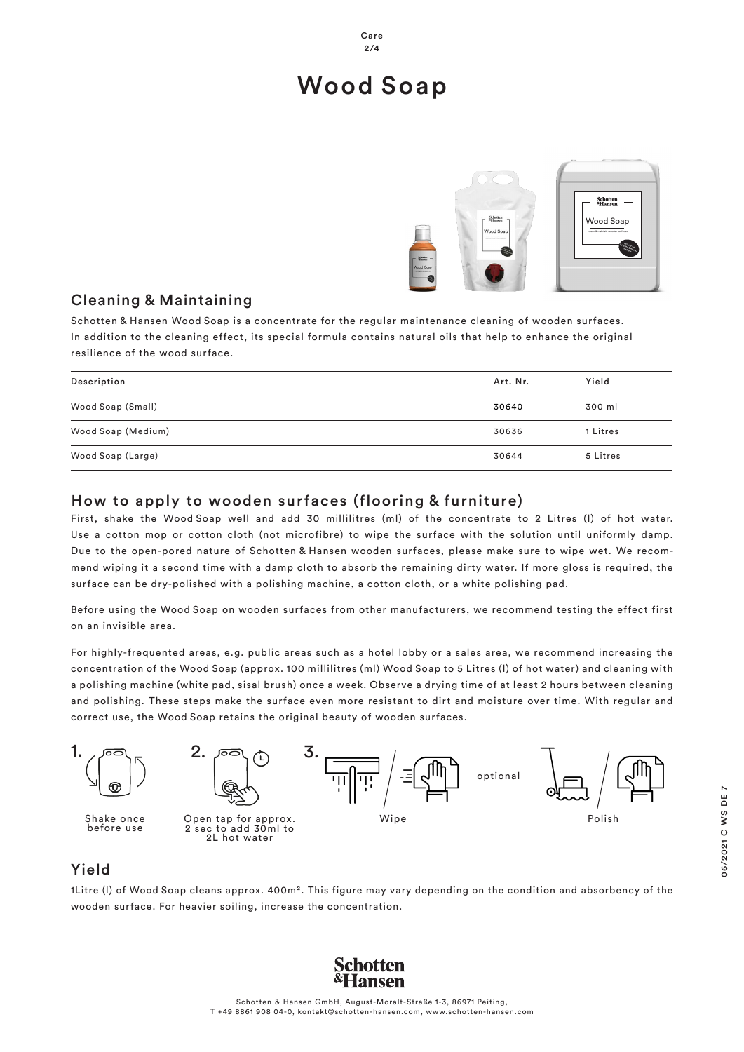# Wood Soap

## Cleaning & Maintaining

Schotten & Hansen Wood Soap is a concentrate for the regular maintenance cleaning of wooden surfaces. In addition to the cleaning effect, its special formula contains natural oils that help to enhance the original resilience of the wood surface.

| Description | Art. Nr. | Yield |
|---|---|---|
| Wood Soap (Small) | 30640 | 300 ml |
| Wood Soap (Medium) | 30636 | 1 Litres |
| Wood Soap (Large) | 30644 | 5 Litres |

## How to apply to wooden surfaces (flooring & furniture)

First, shake the Wood Soap well and add 30 millilitres (ml) of the concentrate to 2 Litres (l) of hot water. Use a cotton mop or cotton cloth (not microfibre) to wipe the surface with the solution until uniformly damp. Due to the open-pored nature of Schotten & Hansen wooden surfaces, please make sure to wipe wet. We recommend wiping it a second time with a damp cloth to absorb the remaining dirty water. If more gloss is required, the surface can be dry-polished with a polishing machine, a cotton cloth, or a white polishing pad.

Before using the Wood Soap on wooden surfaces from other manufacturers, we recommend testing the effect first on an invisible area.

For highly-frequented areas, e.g. public areas such as a hotel lobby or a sales area, we recommend increasing the concentration of the Wood Soap (approx. 100 millilitres (ml) Wood Soap to 5 Litres (l) of hot water) and cleaning with a polishing machine (white pad, sisal brush) once a week. Observe a drying time of at least 2 hours between cleaning and polishing. These steps make the surface even more resistant to dirt and moisture over time. With regular and correct use, the Wood Soap retains the original beauty of wooden surfaces.

1. Shake once before use
2. Open tap for approx. 2 sec to add 30ml to 2L hot water
3. Wipe

optional: Polish

## Yield

1Litre (l) of Wood Soap cleans approx. 400m². This figure may vary depending on the condition and absorbency of the wooden surface. For heavier soiling, increase the concentration.

Schotten & Hansen GmbH, August-Moralt-Straße 1-3, 86971 Peiting,
T +49 8861 908 04-0, kontakt@schotten-hansen.com, www.schotten-hansen.com

06/2021 C WS DE 7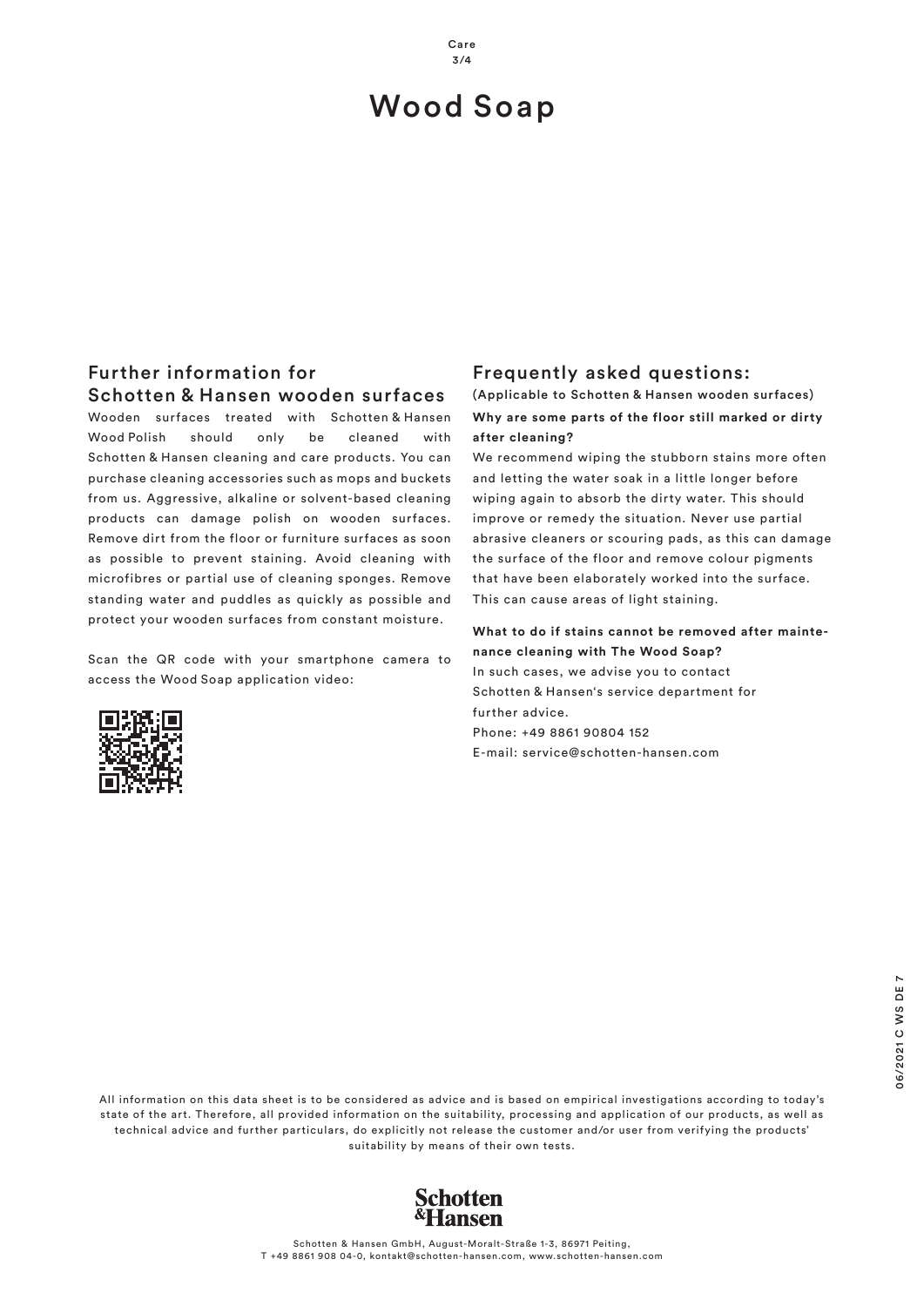# Wood Soap

## Further information for Schotten & Hansen wooden surfaces

Wooden surfaces treated with Schotten & Hansen Wood Polish should only be cleaned with Schotten & Hansen cleaning and care products. You can purchase cleaning accessories such as mops and buckets from us. Aggressive, alkaline or solvent-based cleaning products can damage polish on wooden surfaces. Remove dirt from the floor or furniture surfaces as soon as possible to prevent staining. Avoid cleaning with microfibres or partial use of cleaning sponges. Remove standing water and puddles as quickly as possible and protect your wooden surfaces from constant moisture.

Scan the QR code with your smartphone camera to access the Wood Soap application video:

## Frequently asked questions:

(Applicable to Schotten & Hansen wooden surfaces)

**Why are some parts of the floor still marked or dirty after cleaning?**

We recommend wiping the stubborn stains more often and letting the water soak in a little longer before wiping again to absorb the dirty water. This should improve or remedy the situation. Never use partial abrasive cleaners or scouring pads, as this can damage the surface of the floor and remove colour pigments that have been elaborately worked into the surface. This can cause areas of light staining.

**What to do if stains cannot be removed after maintenance cleaning with The Wood Soap?**

In such cases, we advise you to contact Schotten & Hansen's service department for further advice.
Phone: +49 8861 90804 152
E-mail: service@schotten-hansen.com

06/2021 C WS DE 7

All information on this data sheet is to be considered as advice and is based on empirical investigations according to today's state of the art. Therefore, all provided information on the suitability, processing and application of our products, as well as technical advice and further particulars, do explicitly not release the customer and/or user from verifying the products' suitability by means of their own tests.

Schotten & Hansen

Schotten & Hansen GmbH, August-Moralt-Straße 1-3, 86971 Peiting,
T +49 8861 908 04-0, kontakt@schotten-hansen.com, www.schotten-hansen.com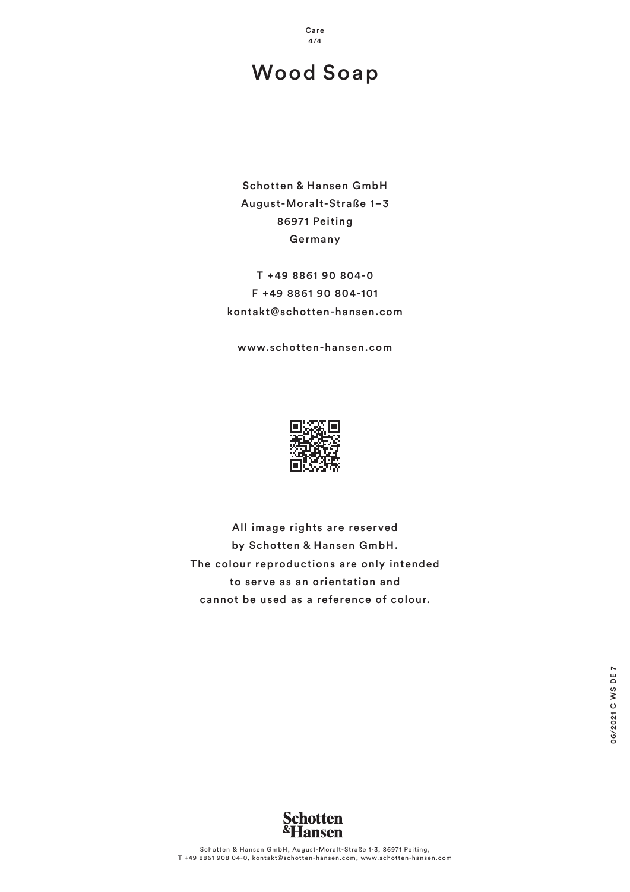# Wood Soap

Schotten & Hansen GmbH
August-Moralt-Straße 1–3
86971 Peiting
Germany

T +49 8861 90 804-0
F +49 8861 90 804-101
kontakt@schotten-hansen.com

www.schotten-hansen.com

All image rights are reserved
by Schotten & Hansen GmbH.
The colour reproductions are only intended
to serve as an orientation and
cannot be used as a reference of colour.

06/2021 C WS DE 7